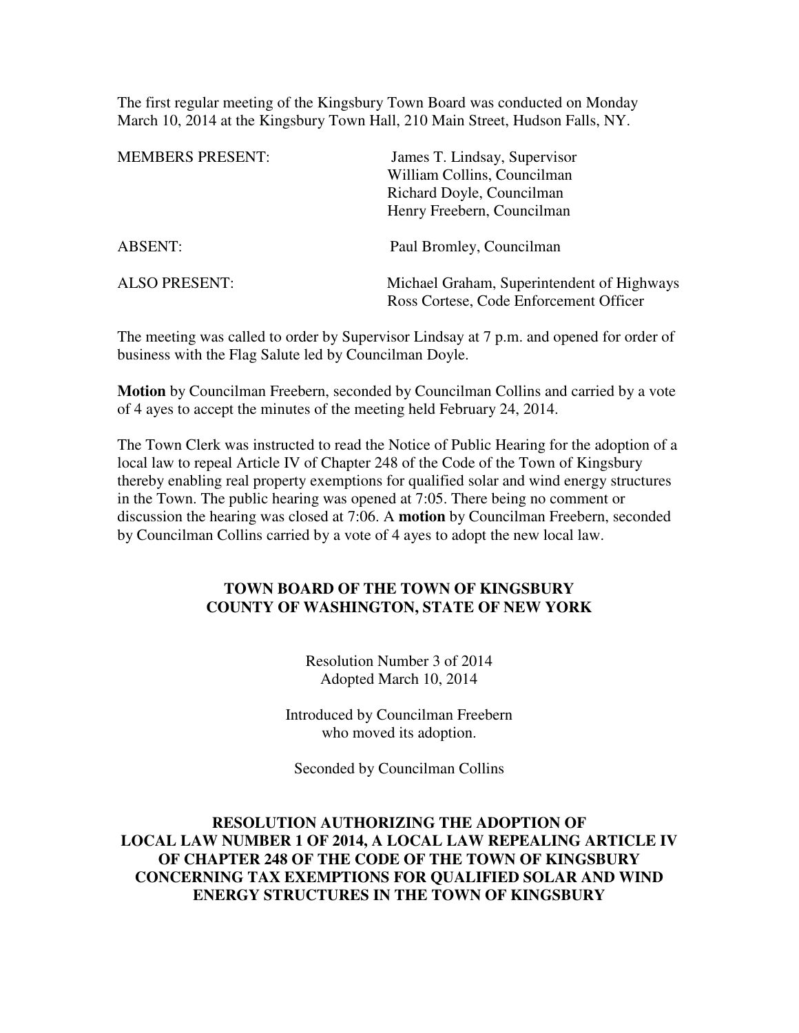The first regular meeting of the Kingsbury Town Board was conducted on Monday March 10, 2014 at the Kingsbury Town Hall, 210 Main Street, Hudson Falls, NY.

| | |
|---|---|
| MEMBERS PRESENT: | James T. Lindsay, Supervisor<br>William Collins, Councilman<br>Richard Doyle, Councilman<br>Henry Freebern, Councilman |
| ABSENT: | Paul Bromley, Councilman |
| ALSO PRESENT: | Michael Graham, Superintendent of Highways<br>Ross Cortese, Code Enforcement Officer |

The meeting was called to order by Supervisor Lindsay at 7 p.m. and opened for order of business with the Flag Salute led by Councilman Doyle.

**Motion** by Councilman Freebern, seconded by Councilman Collins and carried by a vote of 4 ayes to accept the minutes of the meeting held February 24, 2014.

The Town Clerk was instructed to read the Notice of Public Hearing for the adoption of a local law to repeal Article IV of Chapter 248 of the Code of the Town of Kingsbury thereby enabling real property exemptions for qualified solar and wind energy structures in the Town. The public hearing was opened at 7:05. There being no comment or discussion the hearing was closed at 7:06. A **motion** by Councilman Freebern, seconded by Councilman Collins carried by a vote of 4 ayes to adopt the new local law.

**TOWN BOARD OF THE TOWN OF KINGSBURY**
**COUNTY OF WASHINGTON, STATE OF NEW YORK**

Resolution Number 3 of 2014
Adopted March 10, 2014

Introduced by Councilman Freebern
who moved its adoption.

Seconded by Councilman Collins

**RESOLUTION AUTHORIZING THE ADOPTION OF LOCAL LAW NUMBER 1 OF 2014, A LOCAL LAW REPEALING ARTICLE IV OF CHAPTER 248 OF THE CODE OF THE TOWN OF KINGSBURY CONCERNING TAX EXEMPTIONS FOR QUALIFIED SOLAR AND WIND ENERGY STRUCTURES IN THE TOWN OF KINGSBURY**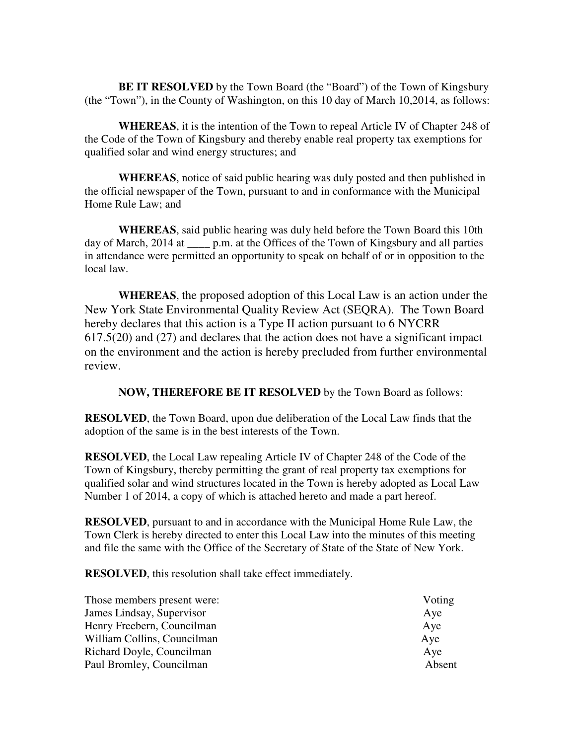**BE IT RESOLVED** by the Town Board (the "Board") of the Town of Kingsbury (the "Town"), in the County of Washington, on this 10 day of March 10,2014, as follows:

**WHEREAS**, it is the intention of the Town to repeal Article IV of Chapter 248 of the Code of the Town of Kingsbury and thereby enable real property tax exemptions for qualified solar and wind energy structures; and

**WHEREAS**, notice of said public hearing was duly posted and then published in the official newspaper of the Town, pursuant to and in conformance with the Municipal Home Rule Law; and

**WHEREAS**, said public hearing was duly held before the Town Board this 10th day of March, 2014 at ____ p.m. at the Offices of the Town of Kingsbury and all parties in attendance were permitted an opportunity to speak on behalf of or in opposition to the local law.

**WHEREAS**, the proposed adoption of this Local Law is an action under the New York State Environmental Quality Review Act (SEQRA). The Town Board hereby declares that this action is a Type II action pursuant to 6 NYCRR 617.5(20) and (27) and declares that the action does not have a significant impact on the environment and the action is hereby precluded from further environmental review.

**NOW, THEREFORE BE IT RESOLVED** by the Town Board as follows:

**RESOLVED**, the Town Board, upon due deliberation of the Local Law finds that the adoption of the same is in the best interests of the Town.

**RESOLVED**, the Local Law repealing Article IV of Chapter 248 of the Code of the Town of Kingsbury, thereby permitting the grant of real property tax exemptions for qualified solar and wind structures located in the Town is hereby adopted as Local Law Number 1 of 2014, a copy of which is attached hereto and made a part hereof.

**RESOLVED**, pursuant to and in accordance with the Municipal Home Rule Law, the Town Clerk is hereby directed to enter this Local Law into the minutes of this meeting and file the same with the Office of the Secretary of State of the State of New York.

**RESOLVED**, this resolution shall take effect immediately.

| Those members present were: | Voting |
|---|---|
| James Lindsay, Supervisor | Aye |
| Henry Freebern, Councilman | Aye |
| William Collins, Councilman | Aye |
| Richard Doyle, Councilman | Aye |
| Paul Bromley, Councilman | Absent |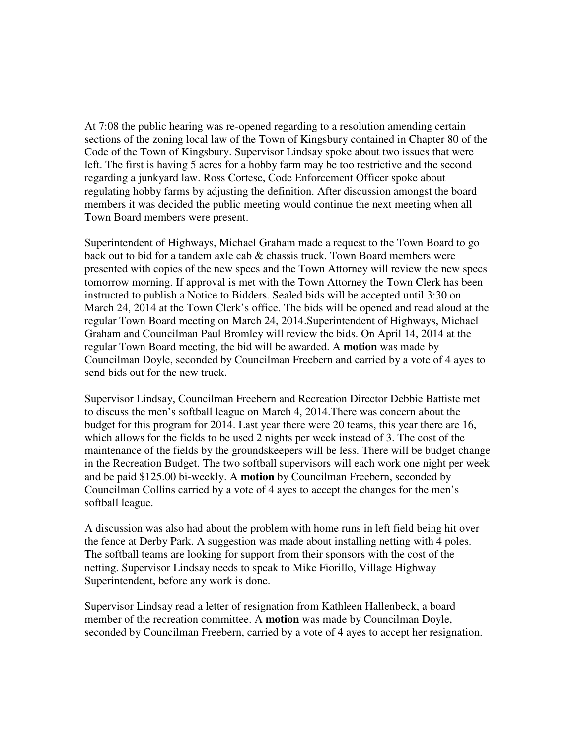At 7:08 the public hearing was re-opened regarding to a resolution amending certain sections of the zoning local law of the Town of Kingsbury contained in Chapter 80 of the Code of the Town of Kingsbury. Supervisor Lindsay spoke about two issues that were left. The first is having 5 acres for a hobby farm may be too restrictive and the second regarding a junkyard law. Ross Cortese, Code Enforcement Officer spoke about regulating hobby farms by adjusting the definition. After discussion amongst the board members it was decided the public meeting would continue the next meeting when all Town Board members were present.

Superintendent of Highways, Michael Graham made a request to the Town Board to go back out to bid for a tandem axle cab & chassis truck. Town Board members were presented with copies of the new specs and the Town Attorney will review the new specs tomorrow morning. If approval is met with the Town Attorney the Town Clerk has been instructed to publish a Notice to Bidders. Sealed bids will be accepted until 3:30 on March 24, 2014 at the Town Clerk's office. The bids will be opened and read aloud at the regular Town Board meeting on March 24, 2014.Superintendent of Highways, Michael Graham and Councilman Paul Bromley will review the bids. On April 14, 2014 at the regular Town Board meeting, the bid will be awarded. A **motion** was made by Councilman Doyle, seconded by Councilman Freebern and carried by a vote of 4 ayes to send bids out for the new truck.

Supervisor Lindsay, Councilman Freebern and Recreation Director Debbie Battiste met to discuss the men's softball league on March 4, 2014.There was concern about the budget for this program for 2014. Last year there were 20 teams, this year there are 16, which allows for the fields to be used 2 nights per week instead of 3. The cost of the maintenance of the fields by the groundskeepers will be less. There will be budget change in the Recreation Budget. The two softball supervisors will each work one night per week and be paid $125.00 bi-weekly. A **motion** by Councilman Freebern, seconded by Councilman Collins carried by a vote of 4 ayes to accept the changes for the men's softball league.

A discussion was also had about the problem with home runs in left field being hit over the fence at Derby Park. A suggestion was made about installing netting with 4 poles. The softball teams are looking for support from their sponsors with the cost of the netting. Supervisor Lindsay needs to speak to Mike Fiorillo, Village Highway Superintendent, before any work is done.

Supervisor Lindsay read a letter of resignation from Kathleen Hallenbeck, a board member of the recreation committee. A **motion** was made by Councilman Doyle, seconded by Councilman Freebern, carried by a vote of 4 ayes to accept her resignation.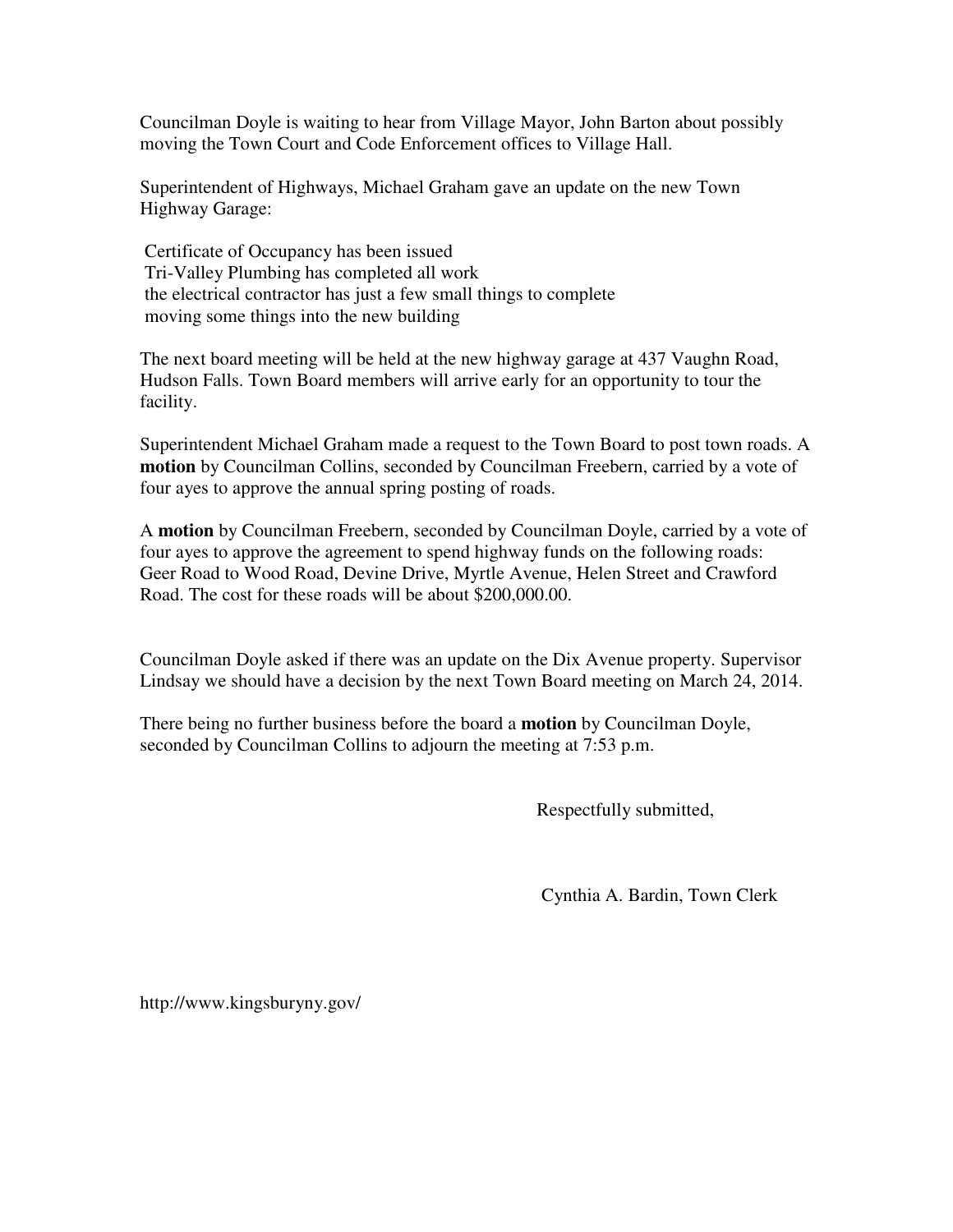Councilman Doyle is waiting to hear from Village Mayor, John Barton about possibly moving the Town Court and Code Enforcement offices to Village Hall.

Superintendent of Highways, Michael Graham gave an update on the new Town Highway Garage:

Certificate of Occupancy has been issued
Tri-Valley Plumbing has completed all work
the electrical contractor has just a few small things to complete
moving some things into the new building

The next board meeting will be held at the new highway garage at 437 Vaughn Road, Hudson Falls. Town Board members will arrive early for an opportunity to tour the facility.

Superintendent Michael Graham made a request to the Town Board to post town roads. A **motion** by Councilman Collins, seconded by Councilman Freebern, carried by a vote of four ayes to approve the annual spring posting of roads.

A **motion** by Councilman Freebern, seconded by Councilman Doyle, carried by a vote of four ayes to approve the agreement to spend highway funds on the following roads: Geer Road to Wood Road, Devine Drive, Myrtle Avenue, Helen Street and Crawford Road. The cost for these roads will be about $200,000.00.

Councilman Doyle asked if there was an update on the Dix Avenue property. Supervisor Lindsay we should have a decision by the next Town Board meeting on March 24, 2014.

There being no further business before the board a **motion** by Councilman Doyle, seconded by Councilman Collins to adjourn the meeting at 7:53 p.m.

Respectfully submitted,

Cynthia A. Bardin, Town Clerk

http://www.kingsburyny.gov/